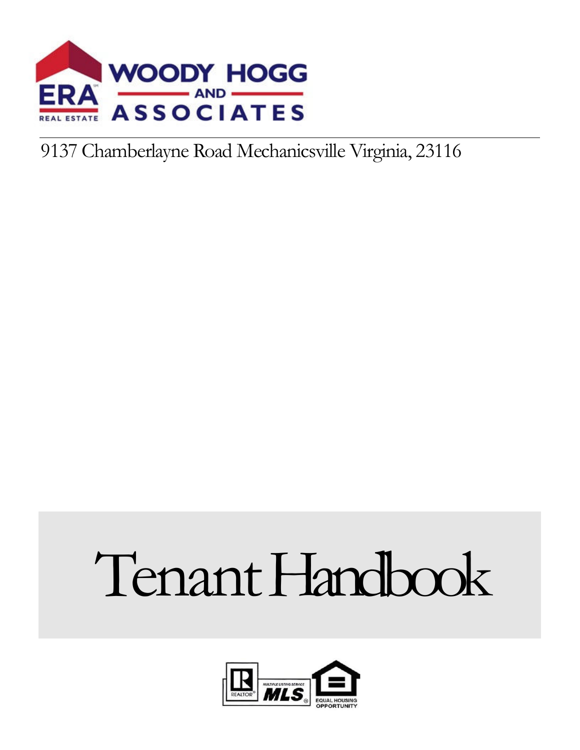ERA REAL ESTATE

WOODY HOGG AND ASSOCIATES

9137 Chamberlayne Road Mechanicsville Virginia, 23116

# Tenant Handbook

REALTOR® MULTIPLE LISTING SERVICE MLS® EQUAL HOUSING OPPORTUNITY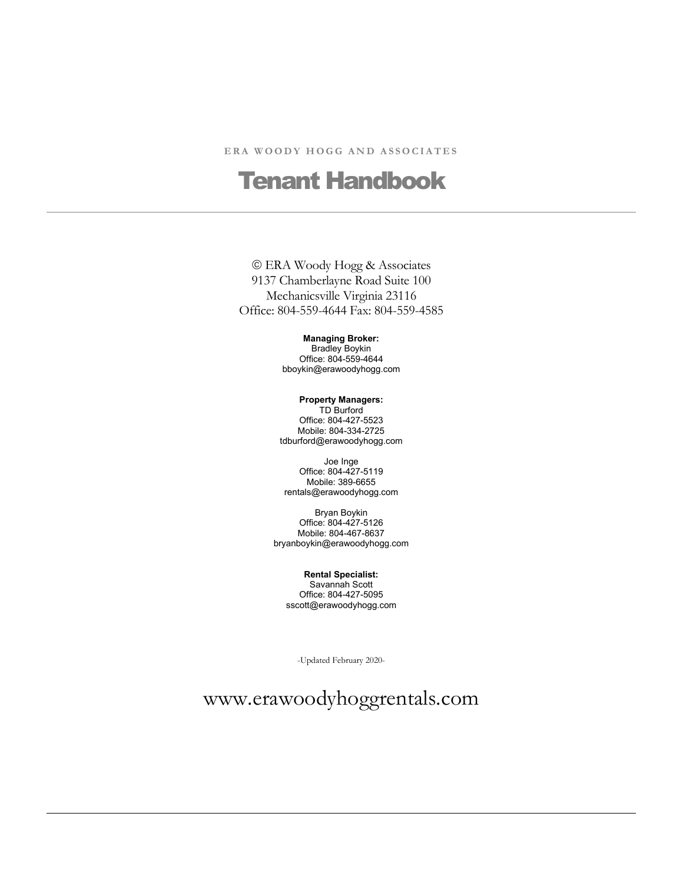ERA WOODY HOGG AND ASSOCIATES

# Tenant Handbook

---

© ERA Woody Hogg & Associates
9137 Chamberlayne Road Suite 100
Mechanicsville Virginia 23116
Office: 804-559-4644 Fax: 804-559-4585

**Managing Broker:**
Bradley Boykin
Office: 804-559-4644
bboykin@erawoodyhogg.com

**Property Managers:**
TD Burford
Office: 804-427-5523
Mobile: 804-334-2725
tdburford@erawoodyhogg.com

Joe Inge
Office: 804-427-5119
Mobile: 389-6655
rentals@erawoodyhogg.com

Bryan Boykin
Office: 804-427-5126
Mobile: 804-467-8637
bryanboykin@erawoodyhogg.com

**Rental Specialist:**
Savannah Scott
Office: 804-427-5095
sscott@erawoodyhogg.com

-Updated February 2020-

www.erawoodyhoggrentals.com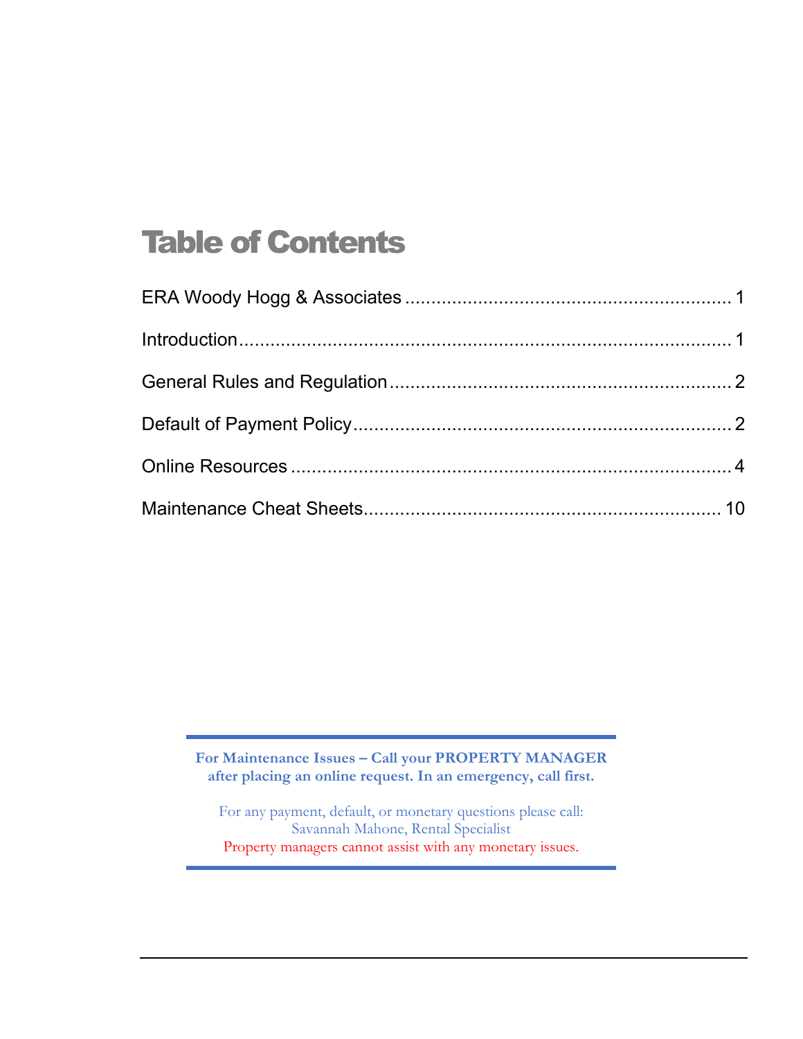# Table of Contents

ERA Woody Hogg & Associates .............................................................. 1

Introduction.............................................................................................. 1

General Rules and Regulation ................................................................. 2

Default of Payment Policy ........................................................................ 2

Online Resources ..................................................................................... 4

Maintenance Cheat Sheets.................................................................... 10

---

**For Maintenance Issues – Call your PROPERTY MANAGER after placing an online request. In an emergency, call first.**

For any payment, default, or monetary questions please call:
Savannah Mahone, Rental Specialist
Property managers cannot assist with any monetary issues.

---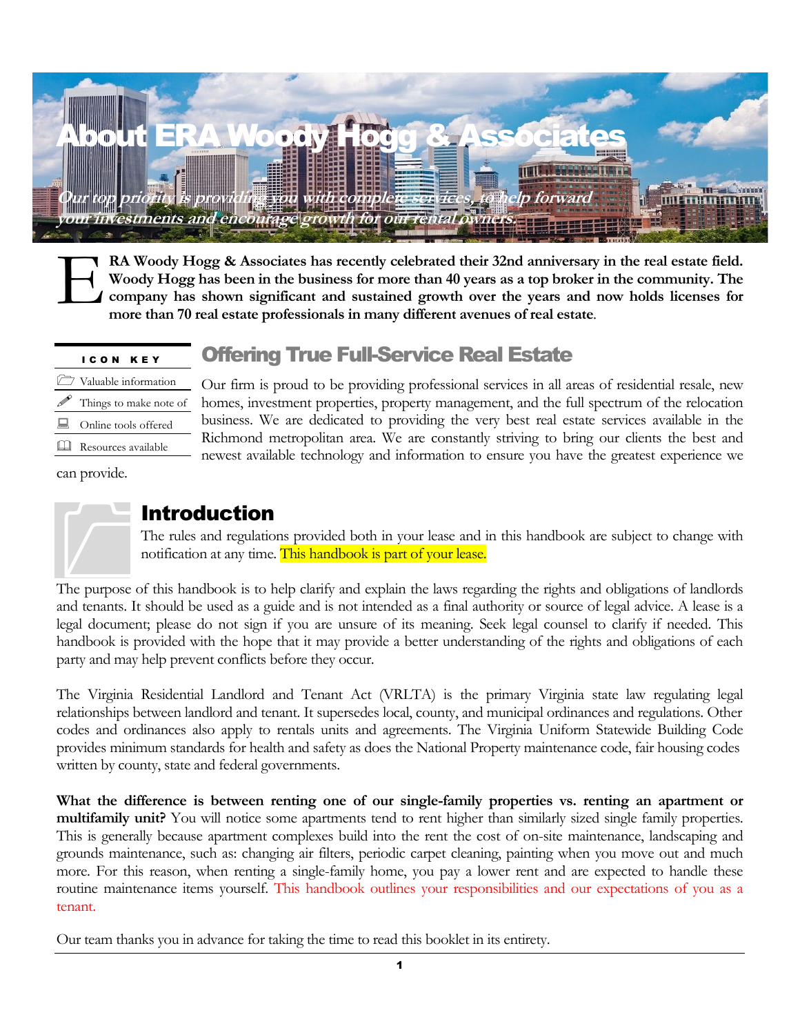# About ERA Woody Hogg & Associates

*Our top priority is providing you with complete services, to help forward your investments and encourage growth for our rental owners.*

**ERA Woody Hogg & Associates has recently celebrated their 32nd anniversary in the real estate field. Woody Hogg has been in the business for more than 40 years as a top broker in the community. The company has shown significant and sustained growth over the years and now holds licenses for more than 70 real estate professionals in many different avenues of real estate**.

| ICON KEY |
|---|
| Valuable information |
| Things to make note of |
| Online tools offered |
| Resources available |

## Offering True Full-Service Real Estate

Our firm is proud to be providing professional services in all areas of residential resale, new homes, investment properties, property management, and the full spectrum of the relocation business. We are dedicated to providing the very best real estate services available in the Richmond metropolitan area. We are constantly striving to bring our clients the best and newest available technology and information to ensure you have the greatest experience we can provide.

## Introduction

The rules and regulations provided both in your lease and in this handbook are subject to change with notification at any time. This handbook is part of your lease.

The purpose of this handbook is to help clarify and explain the laws regarding the rights and obligations of landlords and tenants. It should be used as a guide and is not intended as a final authority or source of legal advice. A lease is a legal document; please do not sign if you are unsure of its meaning. Seek legal counsel to clarify if needed. This handbook is provided with the hope that it may provide a better understanding of the rights and obligations of each party and may help prevent conflicts before they occur.

The Virginia Residential Landlord and Tenant Act (VRLTA) is the primary Virginia state law regulating legal relationships between landlord and tenant. It supersedes local, county, and municipal ordinances and regulations. Other codes and ordinances also apply to rentals units and agreements. The Virginia Uniform Statewide Building Code provides minimum standards for health and safety as does the National Property maintenance code, fair housing codes written by county, state and federal governments.

**What the difference is between renting one of our single-family properties vs. renting an apartment or multifamily unit?** You will notice some apartments tend to rent higher than similarly sized single family properties. This is generally because apartment complexes build into the rent the cost of on-site maintenance, landscaping and grounds maintenance, such as: changing air filters, periodic carpet cleaning, painting when you move out and much more. For this reason, when renting a single-family home, you pay a lower rent and are expected to handle these routine maintenance items yourself. This handbook outlines your responsibilities and our expectations of you as a tenant.

Our team thanks you in advance for taking the time to read this booklet in its entirety.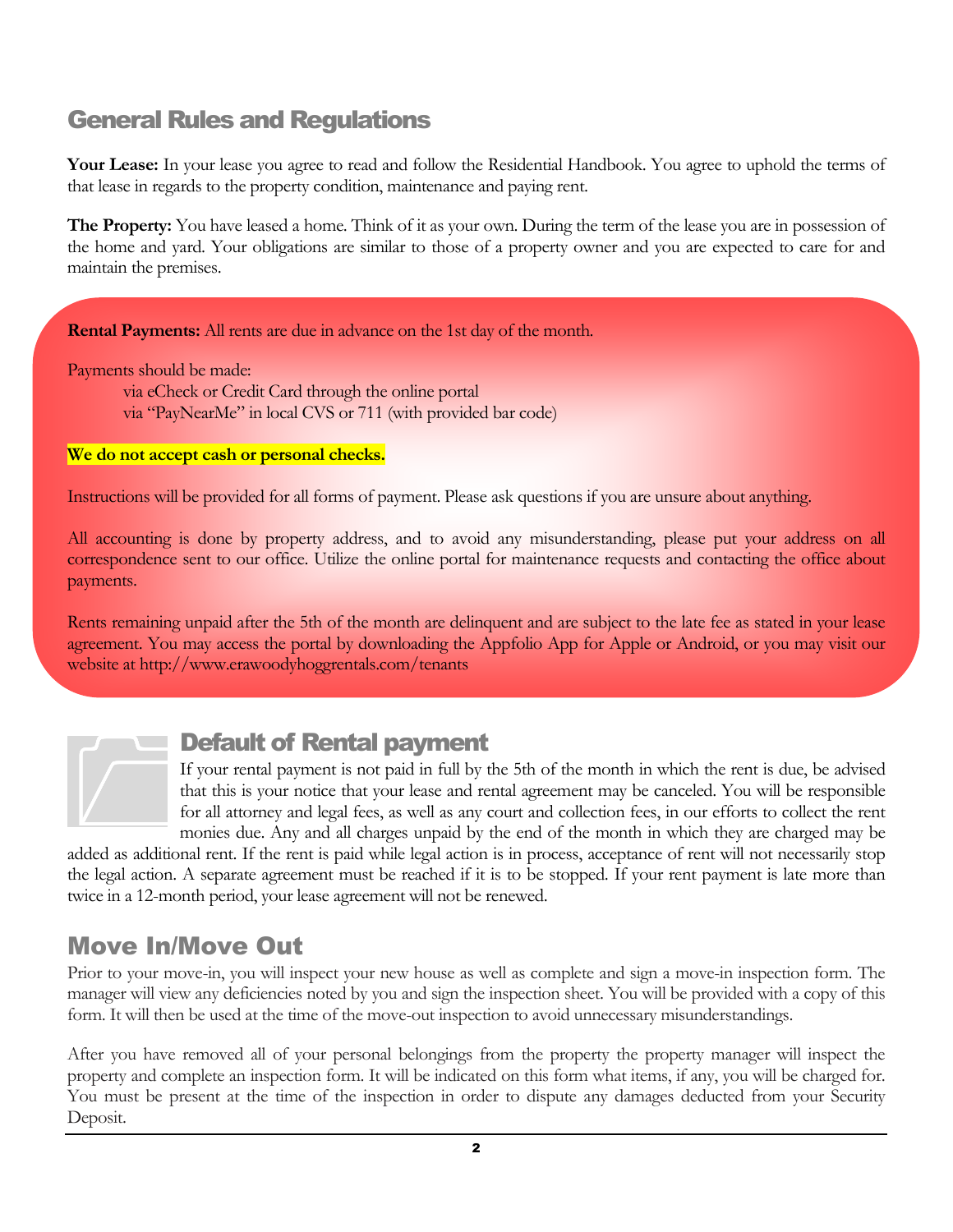## General Rules and Regulations

**Your Lease:** In your lease you agree to read and follow the Residential Handbook. You agree to uphold the terms of that lease in regards to the property condition, maintenance and paying rent.

**The Property:** You have leased a home. Think of it as your own. During the term of the lease you are in possession of the home and yard. Your obligations are similar to those of a property owner and you are expected to care for and maintain the premises.

**Rental Payments:** All rents are due in advance on the 1st day of the month.

Payments should be made:

- via eCheck or Credit Card through the online portal
- via "PayNearMe" in local CVS or 711 (with provided bar code)

**We do not accept cash or personal checks.**

Instructions will be provided for all forms of payment. Please ask questions if you are unsure about anything.

All accounting is done by property address, and to avoid any misunderstanding, please put your address on all correspondence sent to our office. Utilize the online portal for maintenance requests and contacting the office about payments.

Rents remaining unpaid after the 5th of the month are delinquent and are subject to the late fee as stated in your lease agreement. You may access the portal by downloading the Appfolio App for Apple or Android, or you may visit our website at http://www.erawoodyhoggrentals.com/tenants

## Default of Rental payment

If your rental payment is not paid in full by the 5th of the month in which the rent is due, be advised that this is your notice that your lease and rental agreement may be canceled. You will be responsible for all attorney and legal fees, as well as any court and collection fees, in our efforts to collect the rent monies due. Any and all charges unpaid by the end of the month in which they are charged may be added as additional rent. If the rent is paid while legal action is in process, acceptance of rent will not necessarily stop the legal action. A separate agreement must be reached if it is to be stopped. If your rent payment is late more than twice in a 12-month period, your lease agreement will not be renewed.

## Move In/Move Out

Prior to your move-in, you will inspect your new house as well as complete and sign a move-in inspection form. The manager will view any deficiencies noted by you and sign the inspection sheet. You will be provided with a copy of this form. It will then be used at the time of the move-out inspection to avoid unnecessary misunderstandings.

After you have removed all of your personal belongings from the property the property manager will inspect the property and complete an inspection form. It will be indicated on this form what items, if any, you will be charged for. You must be present at the time of the inspection in order to dispute any damages deducted from your Security Deposit.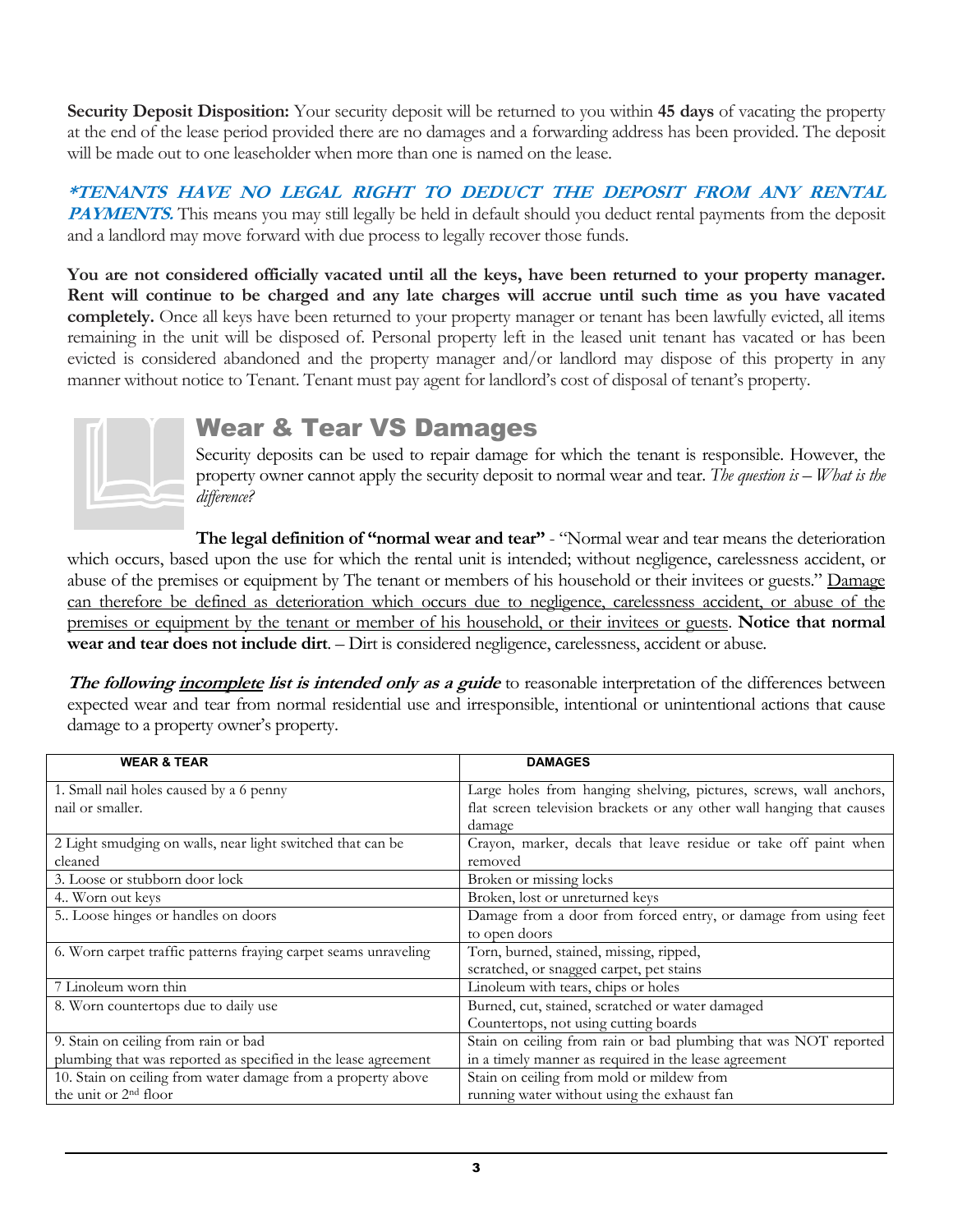**Security Deposit Disposition:** Your security deposit will be returned to you within **45 days** of vacating the property at the end of the lease period provided there are no damages and a forwarding address has been provided. The deposit will be made out to one leaseholder when more than one is named on the lease.

***\*TENANTS HAVE NO LEGAL RIGHT TO DEDUCT THE DEPOSIT FROM ANY RENTAL PAYMENTS.*** This means you may still legally be held in default should you deduct rental payments from the deposit and a landlord may move forward with due process to legally recover those funds.

**You are not considered officially vacated until all the keys, have been returned to your property manager. Rent will continue to be charged and any late charges will accrue until such time as you have vacated completely.** Once all keys have been returned to your property manager or tenant has been lawfully evicted, all items remaining in the unit will be disposed of. Personal property left in the leased unit tenant has vacated or has been evicted is considered abandoned and the property manager and/or landlord may dispose of this property in any manner without notice to Tenant. Tenant must pay agent for landlord's cost of disposal of tenant's property.

## Wear & Tear VS Damages

Security deposits can be used to repair damage for which the tenant is responsible. However, the property owner cannot apply the security deposit to normal wear and tear. *The question is – What is the difference?*

**The legal definition of "normal wear and tear"** - "Normal wear and tear means the deterioration which occurs, based upon the use for which the rental unit is intended; without negligence, carelessness accident, or abuse of the premises or equipment by The tenant or members of his household or their invitees or guests." <u>Damage can therefore be defined as deterioration which occurs due to negligence, carelessness accident, or abuse of the premises or equipment by the tenant or member of his household, or their invitees or guests</u>. **Notice that normal wear and tear does not include dirt**. – Dirt is considered negligence, carelessness, accident or abuse.

***The following <u>incomplete</u> list is intended only as a guide*** to reasonable interpretation of the differences between expected wear and tear from normal residential use and irresponsible, intentional or unintentional actions that cause damage to a property owner's property.

| WEAR & TEAR | DAMAGES |
|---|---|
| 1. Small nail holes caused by a 6 penny nail or smaller. | Large holes from hanging shelving, pictures, screws, wall anchors, flat screen television brackets or any other wall hanging that causes damage |
| 2 Light smudging on walls, near light switched that can be cleaned | Crayon, marker, decals that leave residue or take off paint when removed |
| 3. Loose or stubborn door lock | Broken or missing locks |
| 4.. Worn out keys | Broken, lost or unreturned keys |
| 5.. Loose hinges or handles on doors | Damage from a door from forced entry, or damage from using feet to open doors |
| 6. Worn carpet traffic patterns fraying carpet seams unraveling | Torn, burned, stained, missing, ripped, scratched, or snagged carpet, pet stains |
| 7 Linoleum worn thin | Linoleum with tears, chips or holes |
| 8. Worn countertops due to daily use | Burned, cut, stained, scratched or water damaged Countertops, not using cutting boards |
| 9. Stain on ceiling from rain or bad plumbing that was reported as specified in the lease agreement | Stain on ceiling from rain or bad plumbing that was NOT reported in a timely manner as required in the lease agreement |
| 10. Stain on ceiling from water damage from a property above the unit or 2nd floor | Stain on ceiling from mold or mildew from running water without using the exhaust fan |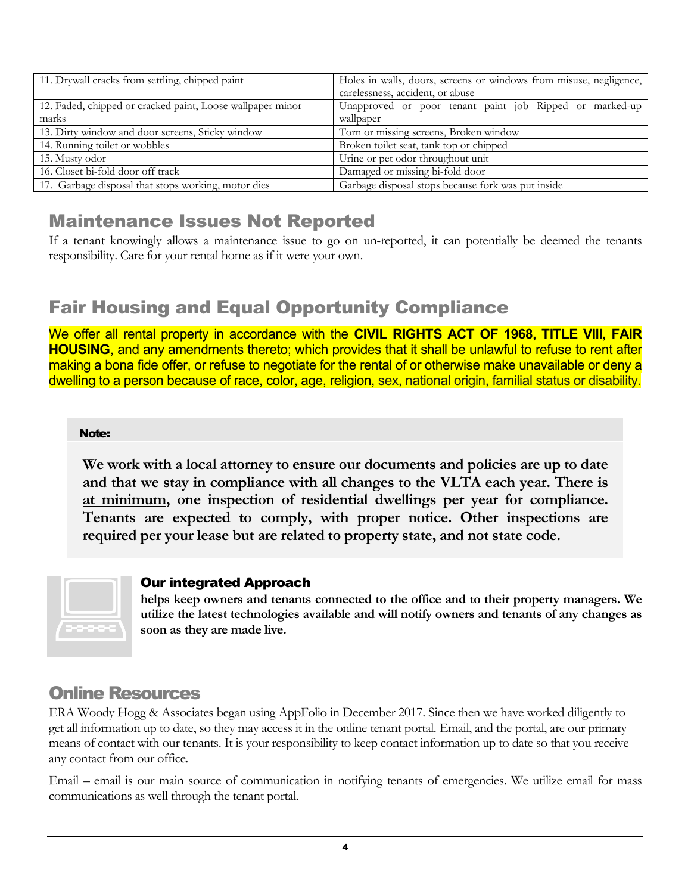| | |
|---|---|
| 11. Drywall cracks from settling, chipped paint | Holes in walls, doors, screens or windows from misuse, negligence, carelessness, accident, or abuse |
| 12. Faded, chipped or cracked paint, Loose wallpaper minor marks | Unapproved or poor tenant paint job Ripped or marked-up wallpaper |
| 13. Dirty window and door screens, Sticky window | Torn or missing screens, Broken window |
| 14. Running toilet or wobbles | Broken toilet seat, tank top or chipped |
| 15. Musty odor | Urine or pet odor throughout unit |
| 16. Closet bi-fold door off track | Damaged or missing bi-fold door |
| 17. Garbage disposal that stops working, motor dies | Garbage disposal stops because fork was put inside |

## Maintenance Issues Not Reported

If a tenant knowingly allows a maintenance issue to go on un-reported, it can potentially be deemed the tenants responsibility. Care for your rental home as if it were your own.

## Fair Housing and Equal Opportunity Compliance

We offer all rental property in accordance with the **CIVIL RIGHTS ACT OF 1968, TITLE VIII, FAIR HOUSING**, and any amendments thereto; which provides that it shall be unlawful to refuse to rent after making a bona fide offer, or refuse to negotiate for the rental of or otherwise make unavailable or deny a dwelling to a person because of race, color, age, religion, sex, national origin, familial status or disability.

**Note:**

**We work with a local attorney to ensure our documents and policies are up to date and that we stay in compliance with all changes to the VLTA each year. There is <u>at minimum</u>, one inspection of residential dwellings per year for compliance. Tenants are expected to comply, with proper notice. Other inspections are required per your lease but are related to property state, and not state code.**

### Our integrated Approach

**helps keep owners and tenants connected to the office and to their property managers. We utilize the latest technologies available and will notify owners and tenants of any changes as soon as they are made live.**

## Online Resources

ERA Woody Hogg & Associates began using AppFolio in December 2017. Since then we have worked diligently to get all information up to date, so they may access it in the online tenant portal. Email, and the portal, are our primary means of contact with our tenants. It is your responsibility to keep contact information up to date so that you receive any contact from our office.

Email – email is our main source of communication in notifying tenants of emergencies. We utilize email for mass communications as well through the tenant portal.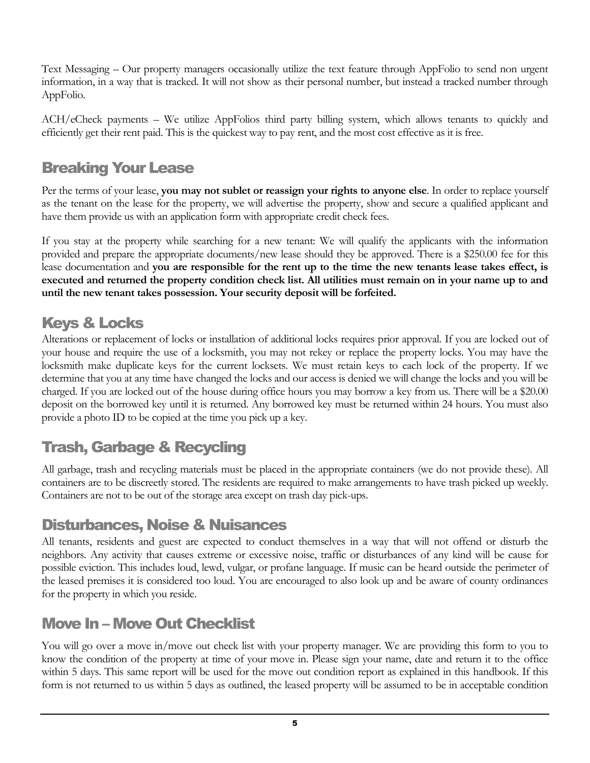Text Messaging – Our property managers occasionally utilize the text feature through AppFolio to send non urgent information, in a way that is tracked. It will not show as their personal number, but instead a tracked number through AppFolio.

ACH/eCheck payments – We utilize AppFolios third party billing system, which allows tenants to quickly and efficiently get their rent paid. This is the quickest way to pay rent, and the most cost effective as it is free.

## Breaking Your Lease

Per the terms of your lease, **you may not sublet or reassign your rights to anyone else**. In order to replace yourself as the tenant on the lease for the property, we will advertise the property, show and secure a qualified applicant and have them provide us with an application form with appropriate credit check fees.

If you stay at the property while searching for a new tenant: We will qualify the applicants with the information provided and prepare the appropriate documents/new lease should they be approved. There is a $250.00 fee for this lease documentation and **you are responsible for the rent up to the time the new tenants lease takes effect, is executed and returned the property condition check list. All utilities must remain on in your name up to and until the new tenant takes possession. Your security deposit will be forfeited.**

## Keys & Locks

Alterations or replacement of locks or installation of additional locks requires prior approval. If you are locked out of your house and require the use of a locksmith, you may not rekey or replace the property locks. You may have the locksmith make duplicate keys for the current locksets. We must retain keys to each lock of the property. If we determine that you at any time have changed the locks and our access is denied we will change the locks and you will be charged. If you are locked out of the house during office hours you may borrow a key from us. There will be a $20.00 deposit on the borrowed key until it is returned. Any borrowed key must be returned within 24 hours. You must also provide a photo ID to be copied at the time you pick up a key.

## Trash, Garbage & Recycling

All garbage, trash and recycling materials must be placed in the appropriate containers (we do not provide these). All containers are to be discreetly stored. The residents are required to make arrangements to have trash picked up weekly. Containers are not to be out of the storage area except on trash day pick-ups.

## Disturbances, Noise & Nuisances

All tenants, residents and guest are expected to conduct themselves in a way that will not offend or disturb the neighbors. Any activity that causes extreme or excessive noise, traffic or disturbances of any kind will be cause for possible eviction. This includes loud, lewd, vulgar, or profane language. If music can be heard outside the perimeter of the leased premises it is considered too loud. You are encouraged to also look up and be aware of county ordinances for the property in which you reside.

## Move In – Move Out Checklist

You will go over a move in/move out check list with your property manager. We are providing this form to you to know the condition of the property at time of your move in. Please sign your name, date and return it to the office within 5 days. This same report will be used for the move out condition report as explained in this handbook. If this form is not returned to us within 5 days as outlined, the leased property will be assumed to be in acceptable condition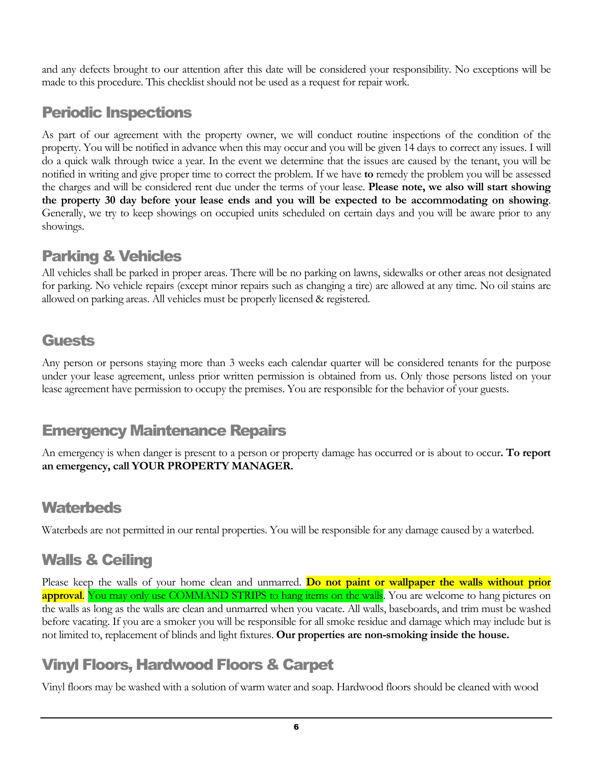and any defects brought to our attention after this date will be considered your responsibility. No exceptions will be made to this procedure. This checklist should not be used as a request for repair work.

## Periodic Inspections

As part of our agreement with the property owner, we will conduct routine inspections of the condition of the property. You will be notified in advance when this may occur and you will be given 14 days to correct any issues. I will do a quick walk through twice a year. In the event we determine that the issues are caused by the tenant, you will be notified in writing and give proper time to correct the problem. If we have **to** remedy the problem you will be assessed the charges and will be considered rent due under the terms of your lease. **Please note, we also will start showing the property 30 day before your lease ends and you will be expected to be accommodating on showing**. Generally, we try to keep showings on occupied units scheduled on certain days and you will be aware prior to any showings.

## Parking & Vehicles

All vehicles shall be parked in proper areas. There will be no parking on lawns, sidewalks or other areas not designated for parking. No vehicle repairs (except minor repairs such as changing a tire) are allowed at any time. No oil stains are allowed on parking areas. All vehicles must be properly licensed & registered.

## Guests

Any person or persons staying more than 3 weeks each calendar quarter will be considered tenants for the purpose under your lease agreement, unless prior written permission is obtained from us. Only those persons listed on your lease agreement have permission to occupy the premises. You are responsible for the behavior of your guests.

## Emergency Maintenance Repairs

An emergency is when danger is present to a person or property damage has occurred or is about to occur**. To report an emergency, call YOUR PROPERTY MANAGER.**

## Waterbeds

Waterbeds are not permitted in our rental properties. You will be responsible for any damage caused by a waterbed.

## Walls & Ceiling

Please keep the walls of your home clean and unmarred. **Do not paint or wallpaper the walls without prior approval**. You may only use COMMAND STRIPS to hang items on the walls. You are welcome to hang pictures on the walls as long as the walls are clean and unmarred when you vacate. All walls, baseboards, and trim must be washed before vacating. If you are a smoker you will be responsible for all smoke residue and damage which may include but is not limited to, replacement of blinds and light fixtures. **Our properties are non-smoking inside the house.**

## Vinyl Floors, Hardwood Floors & Carpet

Vinyl floors may be washed with a solution of warm water and soap. Hardwood floors should be cleaned with wood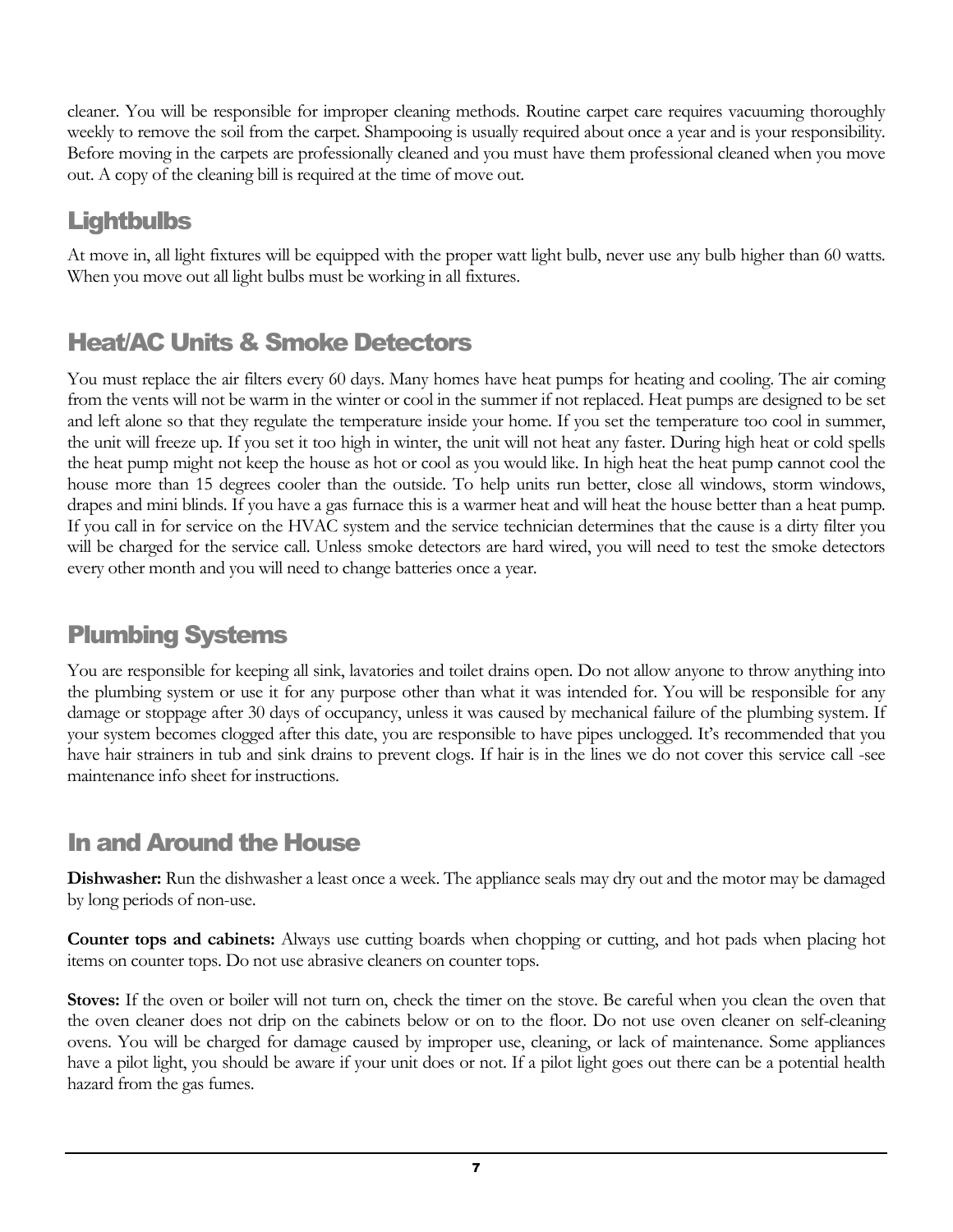cleaner. You will be responsible for improper cleaning methods. Routine carpet care requires vacuuming thoroughly weekly to remove the soil from the carpet. Shampooing is usually required about once a year and is your responsibility. Before moving in the carpets are professionally cleaned and you must have them professional cleaned when you move out. A copy of the cleaning bill is required at the time of move out.

## Lightbulbs

At move in, all light fixtures will be equipped with the proper watt light bulb, never use any bulb higher than 60 watts. When you move out all light bulbs must be working in all fixtures.

## Heat/AC Units & Smoke Detectors

You must replace the air filters every 60 days. Many homes have heat pumps for heating and cooling. The air coming from the vents will not be warm in the winter or cool in the summer if not replaced. Heat pumps are designed to be set and left alone so that they regulate the temperature inside your home. If you set the temperature too cool in summer, the unit will freeze up. If you set it too high in winter, the unit will not heat any faster. During high heat or cold spells the heat pump might not keep the house as hot or cool as you would like. In high heat the heat pump cannot cool the house more than 15 degrees cooler than the outside. To help units run better, close all windows, storm windows, drapes and mini blinds. If you have a gas furnace this is a warmer heat and will heat the house better than a heat pump. If you call in for service on the HVAC system and the service technician determines that the cause is a dirty filter you will be charged for the service call. Unless smoke detectors are hard wired, you will need to test the smoke detectors every other month and you will need to change batteries once a year.

## Plumbing Systems

You are responsible for keeping all sink, lavatories and toilet drains open. Do not allow anyone to throw anything into the plumbing system or use it for any purpose other than what it was intended for. You will be responsible for any damage or stoppage after 30 days of occupancy, unless it was caused by mechanical failure of the plumbing system. If your system becomes clogged after this date, you are responsible to have pipes unclogged. It's recommended that you have hair strainers in tub and sink drains to prevent clogs. If hair is in the lines we do not cover this service call -see maintenance info sheet for instructions.

## In and Around the House

**Dishwasher:** Run the dishwasher a least once a week. The appliance seals may dry out and the motor may be damaged by long periods of non-use.

**Counter tops and cabinets:** Always use cutting boards when chopping or cutting, and hot pads when placing hot items on counter tops. Do not use abrasive cleaners on counter tops.

**Stoves:** If the oven or boiler will not turn on, check the timer on the stove. Be careful when you clean the oven that the oven cleaner does not drip on the cabinets below or on to the floor. Do not use oven cleaner on self-cleaning ovens. You will be charged for damage caused by improper use, cleaning, or lack of maintenance. Some appliances have a pilot light, you should be aware if your unit does or not. If a pilot light goes out there can be a potential health hazard from the gas fumes.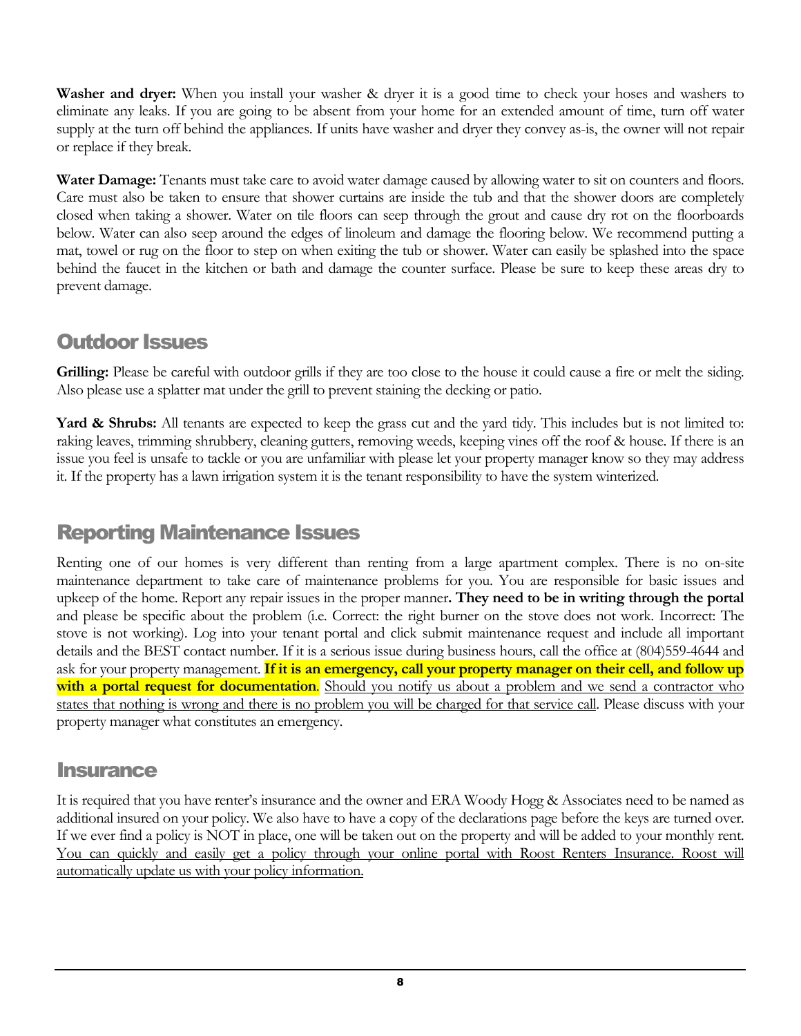**Washer and dryer:** When you install your washer & dryer it is a good time to check your hoses and washers to eliminate any leaks. If you are going to be absent from your home for an extended amount of time, turn off water supply at the turn off behind the appliances. If units have washer and dryer they convey as-is, the owner will not repair or replace if they break.

**Water Damage:** Tenants must take care to avoid water damage caused by allowing water to sit on counters and floors. Care must also be taken to ensure that shower curtains are inside the tub and that the shower doors are completely closed when taking a shower. Water on tile floors can seep through the grout and cause dry rot on the floorboards below. Water can also seep around the edges of linoleum and damage the flooring below. We recommend putting a mat, towel or rug on the floor to step on when exiting the tub or shower. Water can easily be splashed into the space behind the faucet in the kitchen or bath and damage the counter surface. Please be sure to keep these areas dry to prevent damage.

## Outdoor Issues

**Grilling:** Please be careful with outdoor grills if they are too close to the house it could cause a fire or melt the siding. Also please use a splatter mat under the grill to prevent staining the decking or patio.

**Yard & Shrubs:** All tenants are expected to keep the grass cut and the yard tidy. This includes but is not limited to: raking leaves, trimming shrubbery, cleaning gutters, removing weeds, keeping vines off the roof & house. If there is an issue you feel is unsafe to tackle or you are unfamiliar with please let your property manager know so they may address it. If the property has a lawn irrigation system it is the tenant responsibility to have the system winterized.

## Reporting Maintenance Issues

Renting one of our homes is very different than renting from a large apartment complex. There is no on-site maintenance department to take care of maintenance problems for you. You are responsible for basic issues and upkeep of the home. Report any repair issues in the proper manner**. They need to be in writing through the portal** and please be specific about the problem (i.e. Correct: the right burner on the stove does not work. Incorrect: The stove is not working). Log into your tenant portal and click submit maintenance request and include all important details and the BEST contact number. If it is a serious issue during business hours, call the office at (804)559-4644 and ask for your property management. **If it is an emergency, call your property manager on their cell, and follow up with a portal request for documentation**. Should you notify us about a problem and we send a contractor who states that nothing is wrong and there is no problem you will be charged for that service call. Please discuss with your property manager what constitutes an emergency.

## Insurance

It is required that you have renter's insurance and the owner and ERA Woody Hogg & Associates need to be named as additional insured on your policy. We also have to have a copy of the declarations page before the keys are turned over. If we ever find a policy is NOT in place, one will be taken out on the property and will be added to your monthly rent. You can quickly and easily get a policy through your online portal with Roost Renters Insurance. Roost will automatically update us with your policy information.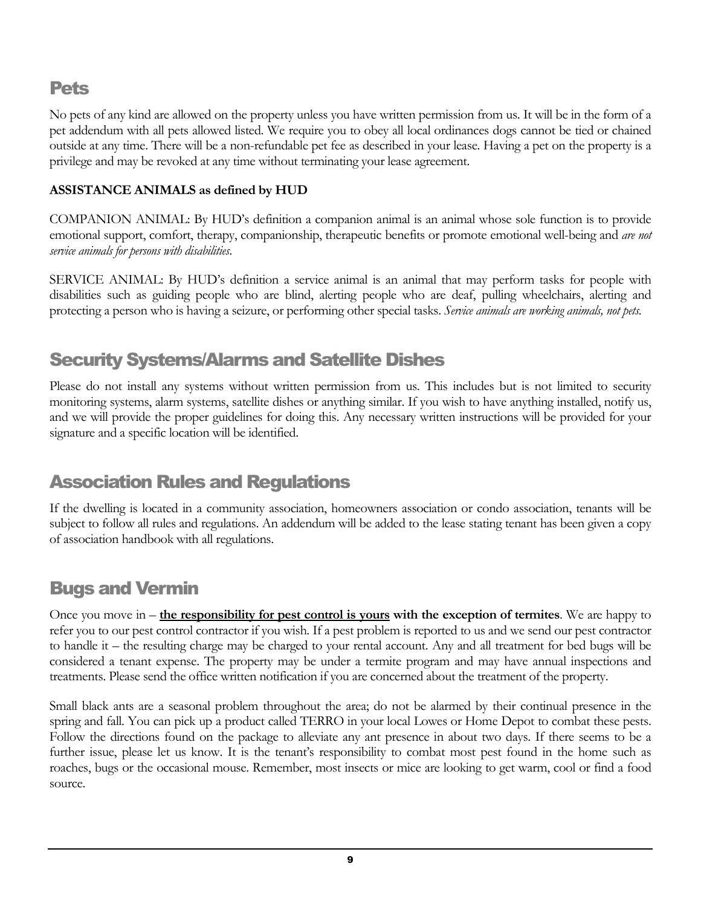## Pets

No pets of any kind are allowed on the property unless you have written permission from us. It will be in the form of a pet addendum with all pets allowed listed. We require you to obey all local ordinances dogs cannot be tied or chained outside at any time. There will be a non-refundable pet fee as described in your lease. Having a pet on the property is a privilege and may be revoked at any time without terminating your lease agreement.

**ASSISTANCE ANIMALS as defined by HUD**

COMPANION ANIMAL: By HUD's definition a companion animal is an animal whose sole function is to provide emotional support, comfort, therapy, companionship, therapeutic benefits or promote emotional well-being and *are not service animals for persons with disabilities*.

SERVICE ANIMAL: By HUD's definition a service animal is an animal that may perform tasks for people with disabilities such as guiding people who are blind, alerting people who are deaf, pulling wheelchairs, alerting and protecting a person who is having a seizure, or performing other special tasks. *Service animals are working animals, not pets.*

## Security Systems/Alarms and Satellite Dishes

Please do not install any systems without written permission from us. This includes but is not limited to security monitoring systems, alarm systems, satellite dishes or anything similar. If you wish to have anything installed, notify us, and we will provide the proper guidelines for doing this. Any necessary written instructions will be provided for your signature and a specific location will be identified.

## Association Rules and Regulations

If the dwelling is located in a community association, homeowners association or condo association, tenants will be subject to follow all rules and regulations. An addendum will be added to the lease stating tenant has been given a copy of association handbook with all regulations.

## Bugs and Vermin

Once you move in – **<u>the responsibility for pest control is yours</u> with the exception of termites**. We are happy to refer you to our pest control contractor if you wish. If a pest problem is reported to us and we send our pest contractor to handle it – the resulting charge may be charged to your rental account. Any and all treatment for bed bugs will be considered a tenant expense. The property may be under a termite program and may have annual inspections and treatments. Please send the office written notification if you are concerned about the treatment of the property.

Small black ants are a seasonal problem throughout the area; do not be alarmed by their continual presence in the spring and fall. You can pick up a product called TERRO in your local Lowes or Home Depot to combat these pests. Follow the directions found on the package to alleviate any ant presence in about two days. If there seems to be a further issue, please let us know. It is the tenant's responsibility to combat most pest found in the home such as roaches, bugs or the occasional mouse. Remember, most insects or mice are looking to get warm, cool or find a food source.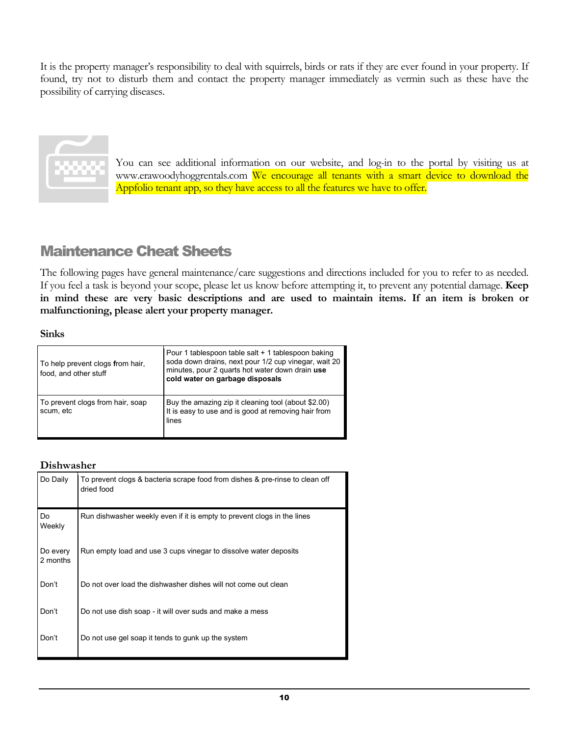It is the property manager's responsibility to deal with squirrels, birds or rats if they are ever found in your property. If found, try not to disturb them and contact the property manager immediately as vermin such as these have the possibility of carrying diseases.

You can see additional information on our website, and log-in to the portal by visiting us at www.erawoodyhoggrentals.com We encourage all tenants with a smart device to download the Appfolio tenant app, so they have access to all the features we have to offer.

## Maintenance Cheat Sheets

The following pages have general maintenance/care suggestions and directions included for you to refer to as needed. If you feel a task is beyond your scope, please let us know before attempting it, to prevent any potential damage. **Keep in mind these are very basic descriptions and are used to maintain items. If an item is broken or malfunctioning, please alert your property manager.**

### Sinks

| | |
|---|---|
| To help prevent clogs from hair, food, and other stuff | Pour 1 tablespoon table salt + 1 tablespoon baking soda down drains, next pour 1/2 cup vinegar, wait 20 minutes, pour 2 quarts hot water down drain **use cold water on garbage disposals** |
| To prevent clogs from hair, soap scum, etc | Buy the amazing zip it cleaning tool (about $2.00) It is easy to use and is good at removing hair from lines |

### Dishwasher

| | |
|---|---|
| Do Daily | To prevent clogs & bacteria scrape food from dishes & pre-rinse to clean off dried food |
| Do Weekly | Run dishwasher weekly even if it is empty to prevent clogs in the lines |
| Do every 2 months | Run empty load and use 3 cups vinegar to dissolve water deposits |
| Don't | Do not over load the dishwasher dishes will not come out clean |
| Don't | Do not use dish soap - it will over suds and make a mess |
| Don't | Do not use gel soap it tends to gunk up the system |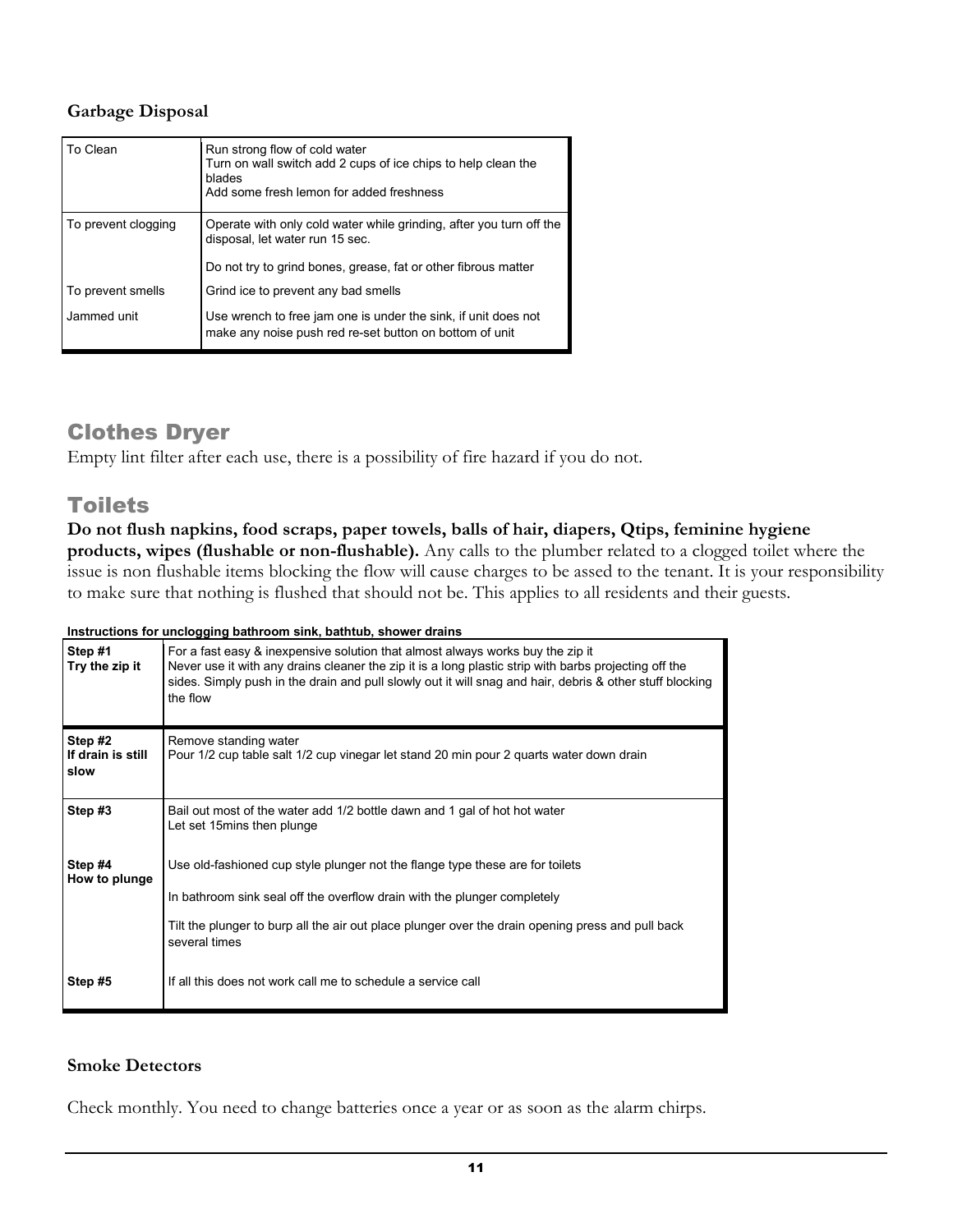### Garbage Disposal

| | |
|---|---|
| To Clean | Run strong flow of cold water<br>Turn on wall switch add 2 cups of ice chips to help clean the blades<br>Add some fresh lemon for added freshness |
| To prevent clogging | Operate with only cold water while grinding, after you turn off the disposal, let water run 15 sec.<br><br>Do not try to grind bones, grease, fat or other fibrous matter |
| To prevent smells | Grind ice to prevent any bad smells |
| Jammed unit | Use wrench to free jam one is under the sink, if unit does not make any noise push red re-set button on bottom of unit |

## Clothes Dryer

Empty lint filter after each use, there is a possibility of fire hazard if you do not.

## Toilets

**Do not flush napkins, food scraps, paper towels, balls of hair, diapers, Qtips, feminine hygiene products, wipes (flushable or non-flushable).** Any calls to the plumber related to a clogged toilet where the issue is non flushable items blocking the flow will cause charges to be assed to the tenant. It is your responsibility to make sure that nothing is flushed that should not be. This applies to all residents and their guests.

**Instructions for unclogging bathroom sink, bathtub, shower drains**

| | |
|---|---|
| **Step #1**<br>**Try the zip it** | For a fast easy & inexpensive solution that almost always works buy the zip it<br>Never use it with any drains cleaner the zip it is a long plastic strip with barbs projecting off the sides. Simply push in the drain and pull slowly out it will snag and hair, debris & other stuff blocking the flow |
| **Step #2**<br>**If drain is still slow** | Remove standing water<br>Pour 1/2 cup table salt 1/2 cup vinegar let stand 20 min pour 2 quarts water down drain |
| **Step #3** | Bail out most of the water add 1/2 bottle dawn and 1 gal of hot hot water<br>Let set 15mins then plunge |
| **Step #4**<br>**How to plunge** | Use old-fashioned cup style plunger not the flange type these are for toilets<br><br>In bathroom sink seal off the overflow drain with the plunger completely<br><br>Tilt the plunger to burp all the air out place plunger over the drain opening press and pull back several times |
| **Step #5** | If all this does not work call me to schedule a service call |

### Smoke Detectors

Check monthly. You need to change batteries once a year or as soon as the alarm chirps.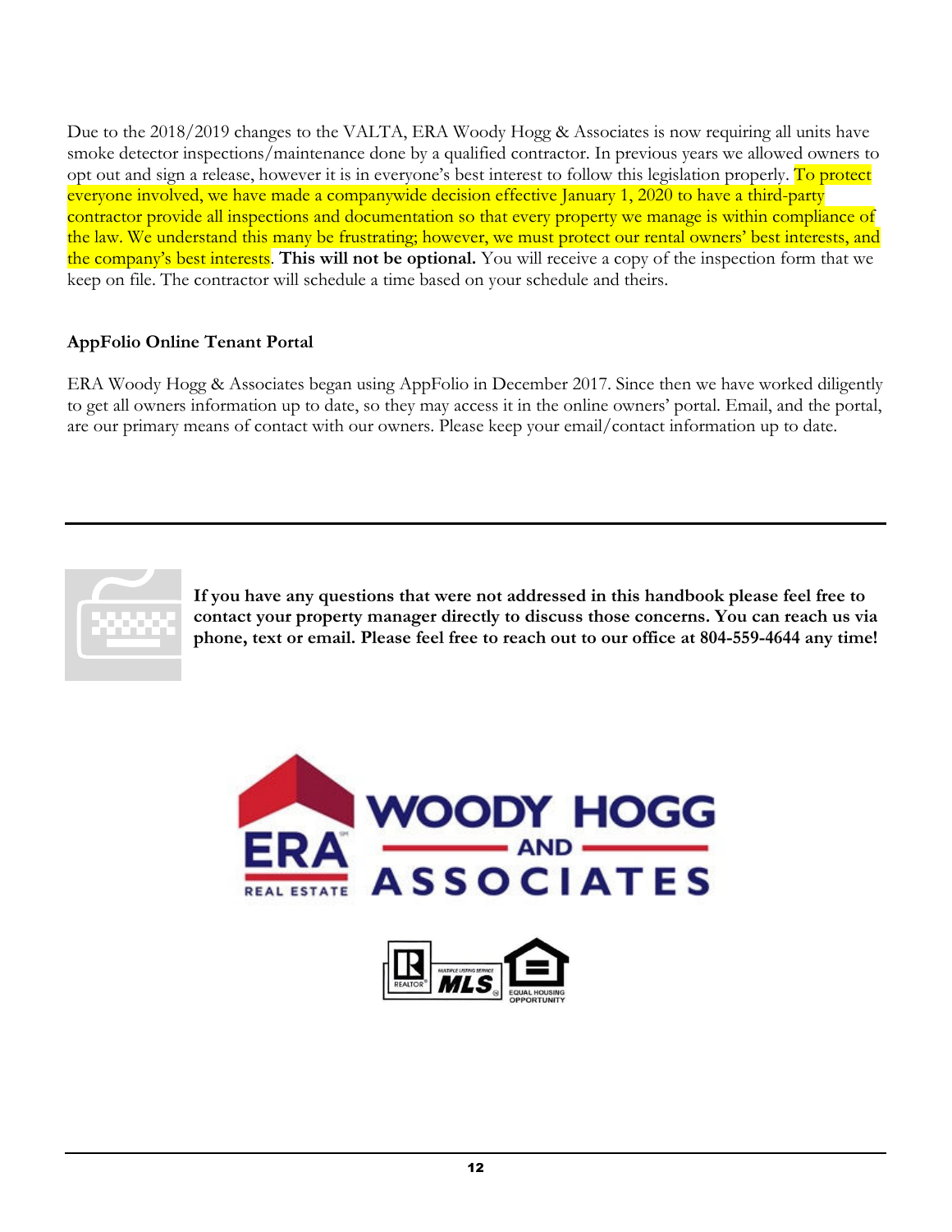Due to the 2018/2019 changes to the VALTA, ERA Woody Hogg & Associates is now requiring all units have smoke detector inspections/maintenance done by a qualified contractor. In previous years we allowed owners to opt out and sign a release, however it is in everyone's best interest to follow this legislation properly. To protect everyone involved, we have made a companywide decision effective January 1, 2020 to have a third-party contractor provide all inspections and documentation so that every property we manage is within compliance of the law. We understand this many be frustrating; however, we must protect our rental owners' best interests, and the company's best interests. **This will not be optional.** You will receive a copy of the inspection form that we keep on file. The contractor will schedule a time based on your schedule and theirs.

### AppFolio Online Tenant Portal

ERA Woody Hogg & Associates began using AppFolio in December 2017. Since then we have worked diligently to get all owners information up to date, so they may access it in the online owners' portal. Email, and the portal, are our primary means of contact with our owners. Please keep your email/contact information up to date.

---

**If you have any questions that were not addressed in this handbook please feel free to contact your property manager directly to discuss those concerns. You can reach us via phone, text or email. Please feel free to reach out to our office at 804-559-4644 any time!**

ERA REAL ESTATE WOODY HOGG AND ASSOCIATES

REALTOR MLS EQUAL HOUSING OPPORTUNITY